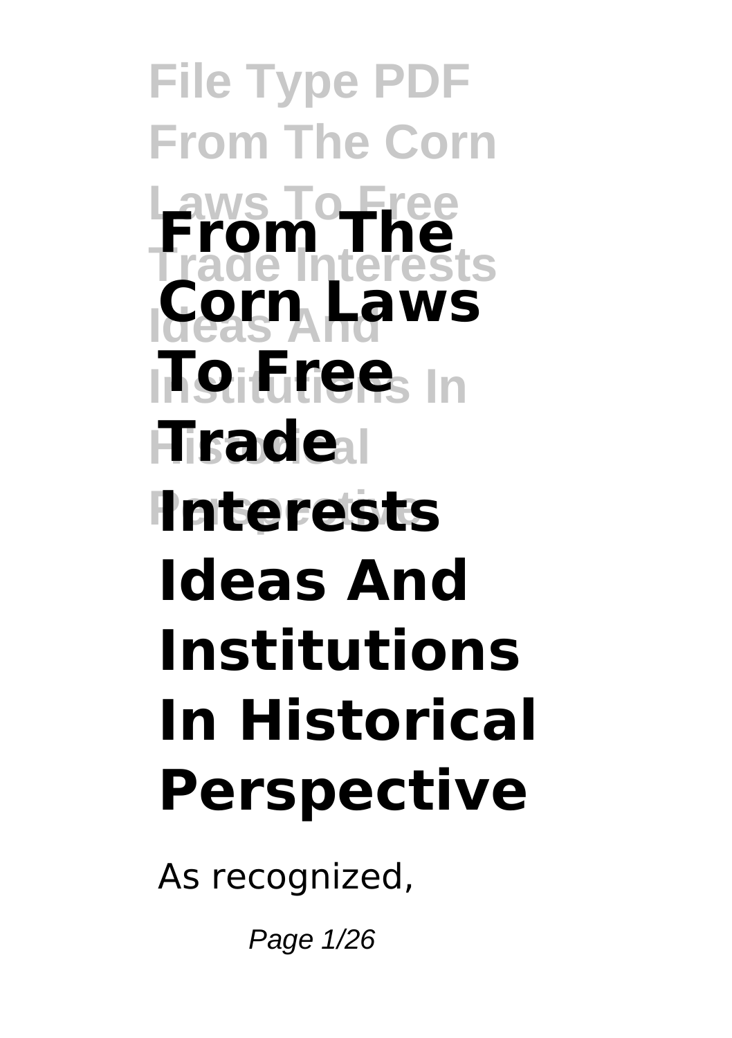# From The Corn Laws To Free Trade Interests Ideas And Institutions In Historical Perspective

As recognized,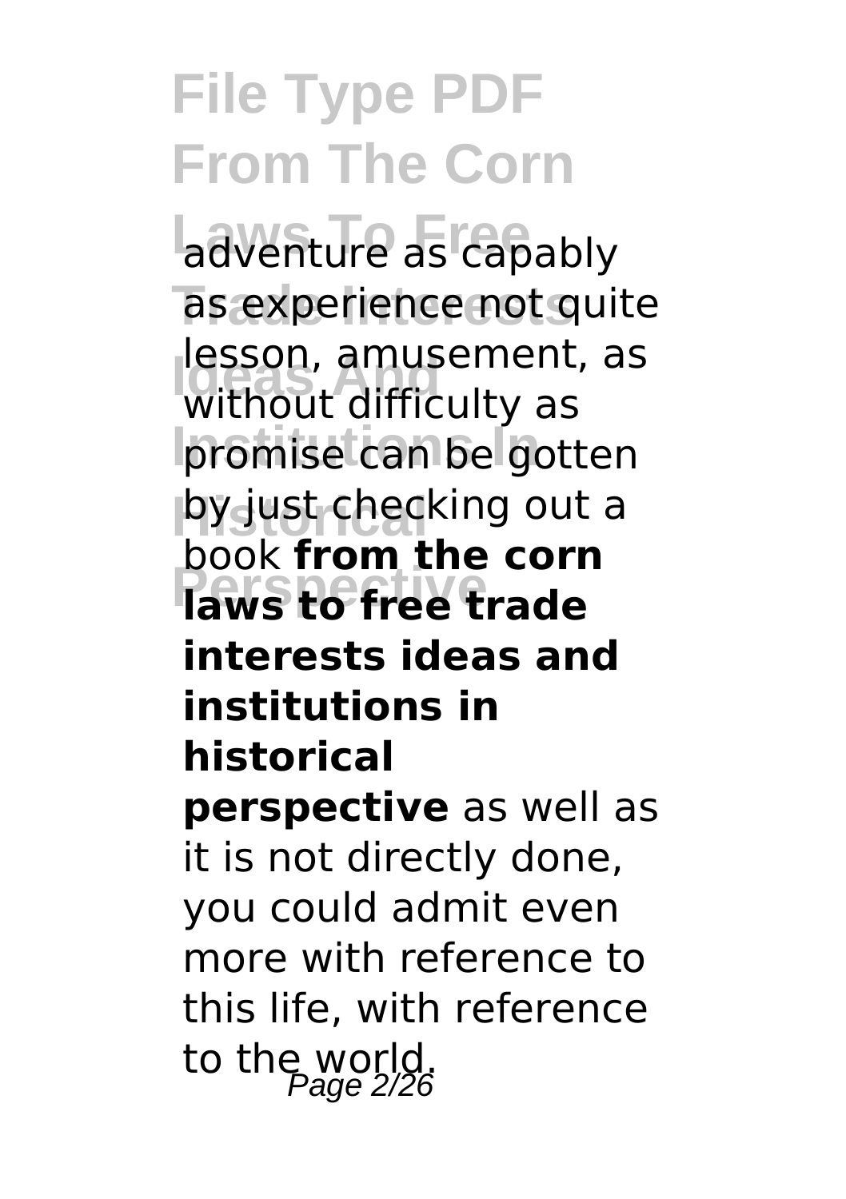adventure as capably as experience not quite lesson, amusement, as without difficulty as promise can be gotten by just checking out a book **from the corn laws to free trade interests ideas and institutions in historical perspective** as well as it is not directly done, you could admit even more with reference to this life, with reference to the world.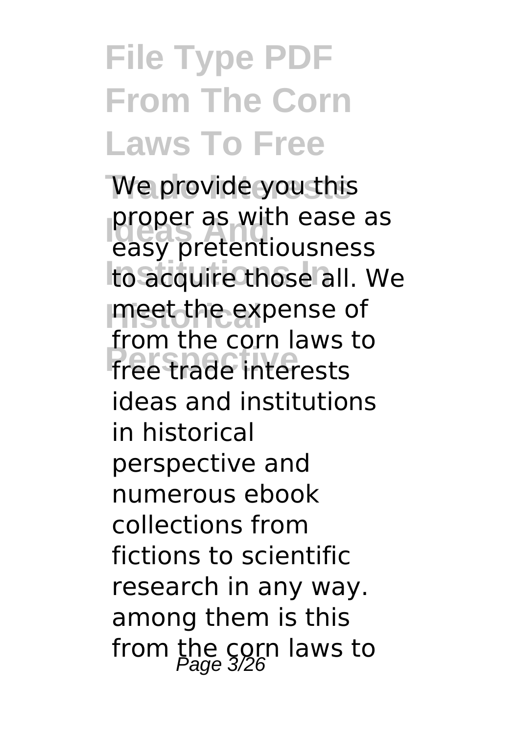We provide you this proper as with ease as easy pretentiousness to acquire those all. We meet the expense of from the corn laws to free trade interests ideas and institutions in historical perspective and numerous ebook collections from fictions to scientific research in any way. among them is this from the corn laws to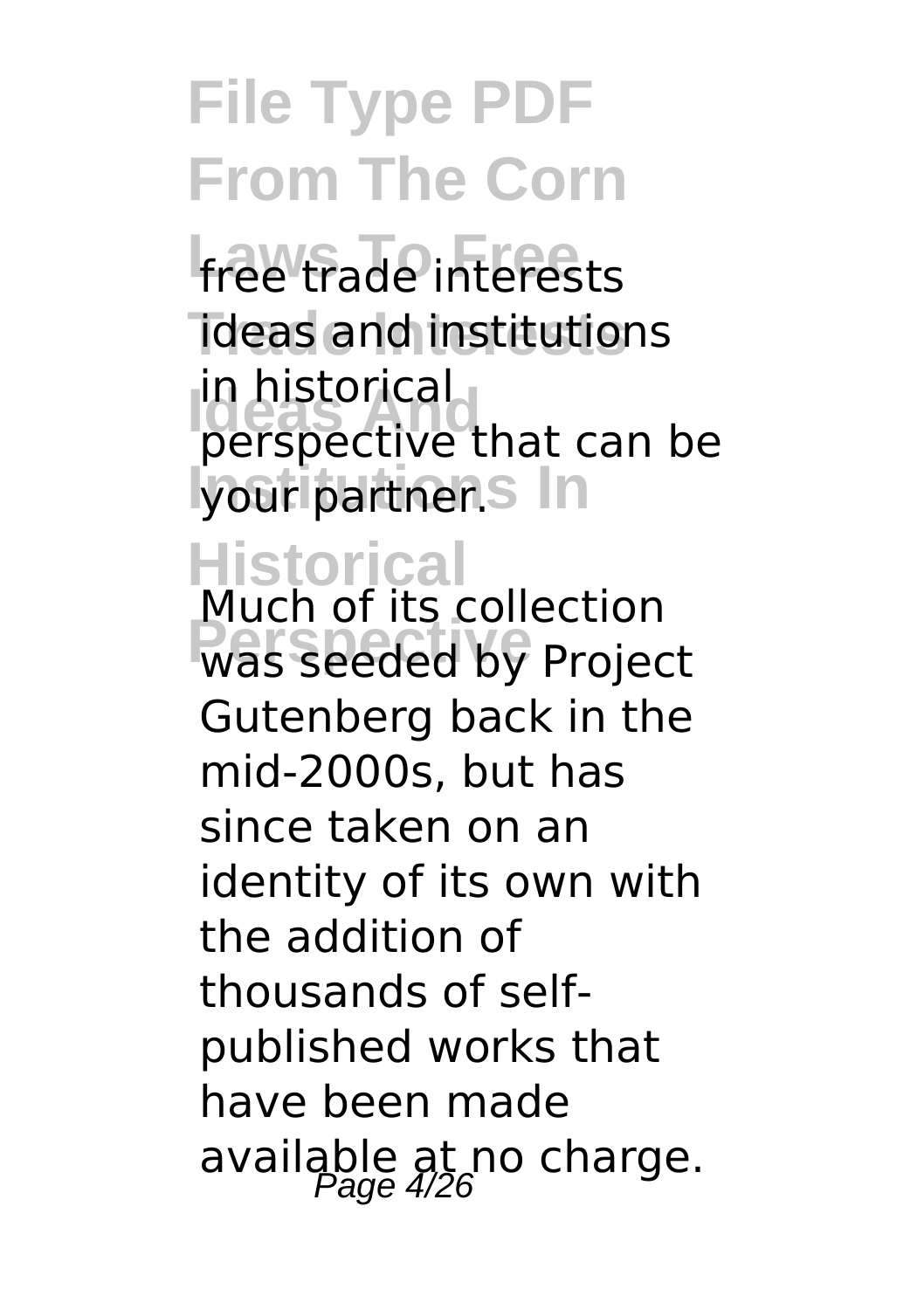free trade interests ideas and institutions in historical perspective that can be your partner.

Much of its collection was seeded by Project Gutenberg back in the mid-2000s, but has since taken on an identity of its own with the addition of thousands of self-published works that have been made available at no charge.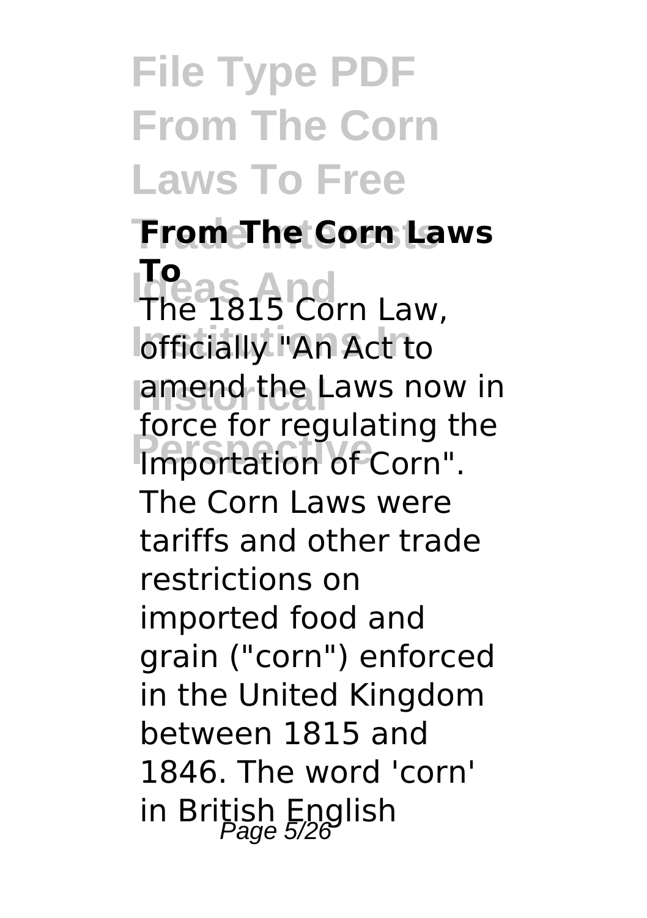## From The Corn Laws To

The 1815 Corn Law, officially "An Act to amend the Laws now in force for regulating the Importation of Corn". The Corn Laws were tariffs and other trade restrictions on imported food and grain ("corn") enforced in the United Kingdom between 1815 and 1846. The word 'corn' in British English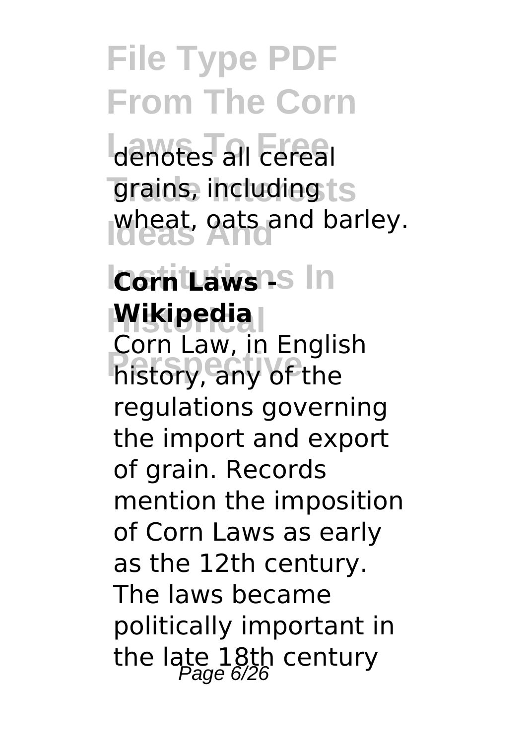denotes all cereal grains, including wheat, oats and barley.

**Corn Laws - Wikipedia**

Corn Law, in English history, any of the regulations governing the import and export of grain. Records mention the imposition of Corn Laws as early as the 12th century. The laws became politically important in the late 18th century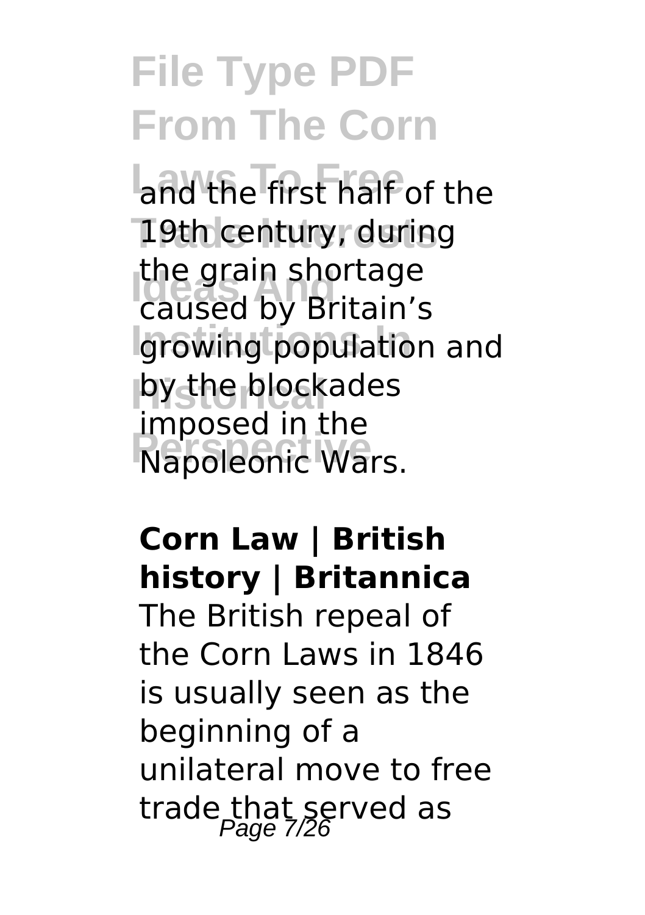and the first half of the 19th century, during the grain shortage caused by Britain's growing population and by the blockades imposed in the Napoleonic Wars.

**Corn Law | British history | Britannica**

The British repeal of the Corn Laws in 1846 is usually seen as the beginning of a unilateral move to free trade that served as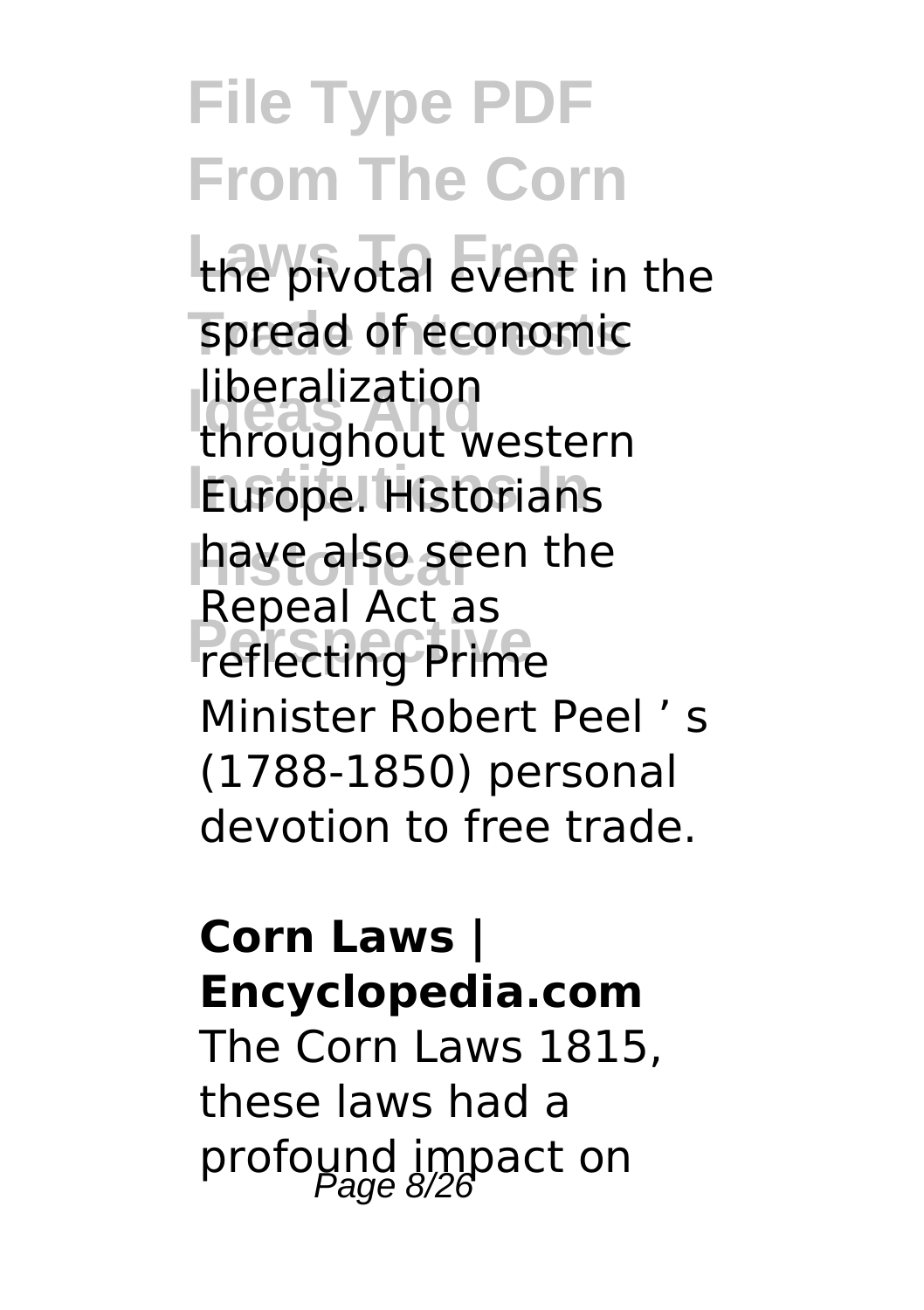the pivotal event in the spread of economic liberalization throughout western Europe. Historians have also seen the Repeal Act as reflecting Prime Minister Robert Peel ' s (1788-1850) personal devotion to free trade.

**Corn Laws | Encyclopedia.com**

The Corn Laws 1815, these laws had a profound impact on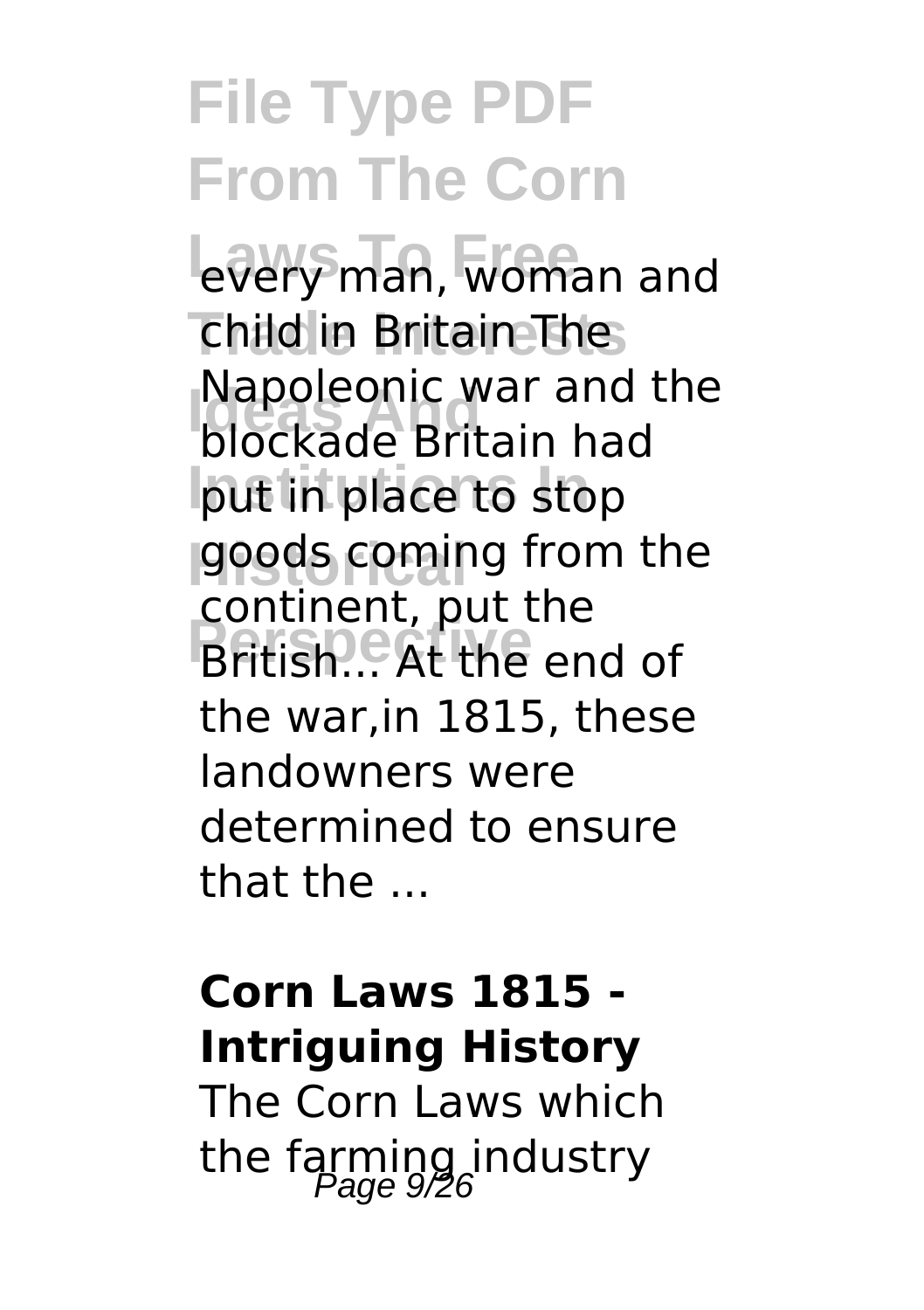every man, woman and child in Britain The Napoleonic war and the blockade Britain had put in place to stop goods coming from the continent, put the British... At the end of the war,in 1815, these landowners were determined to ensure that the ...

## Corn Laws 1815 - Intriguing History

The Corn Laws which the farming industry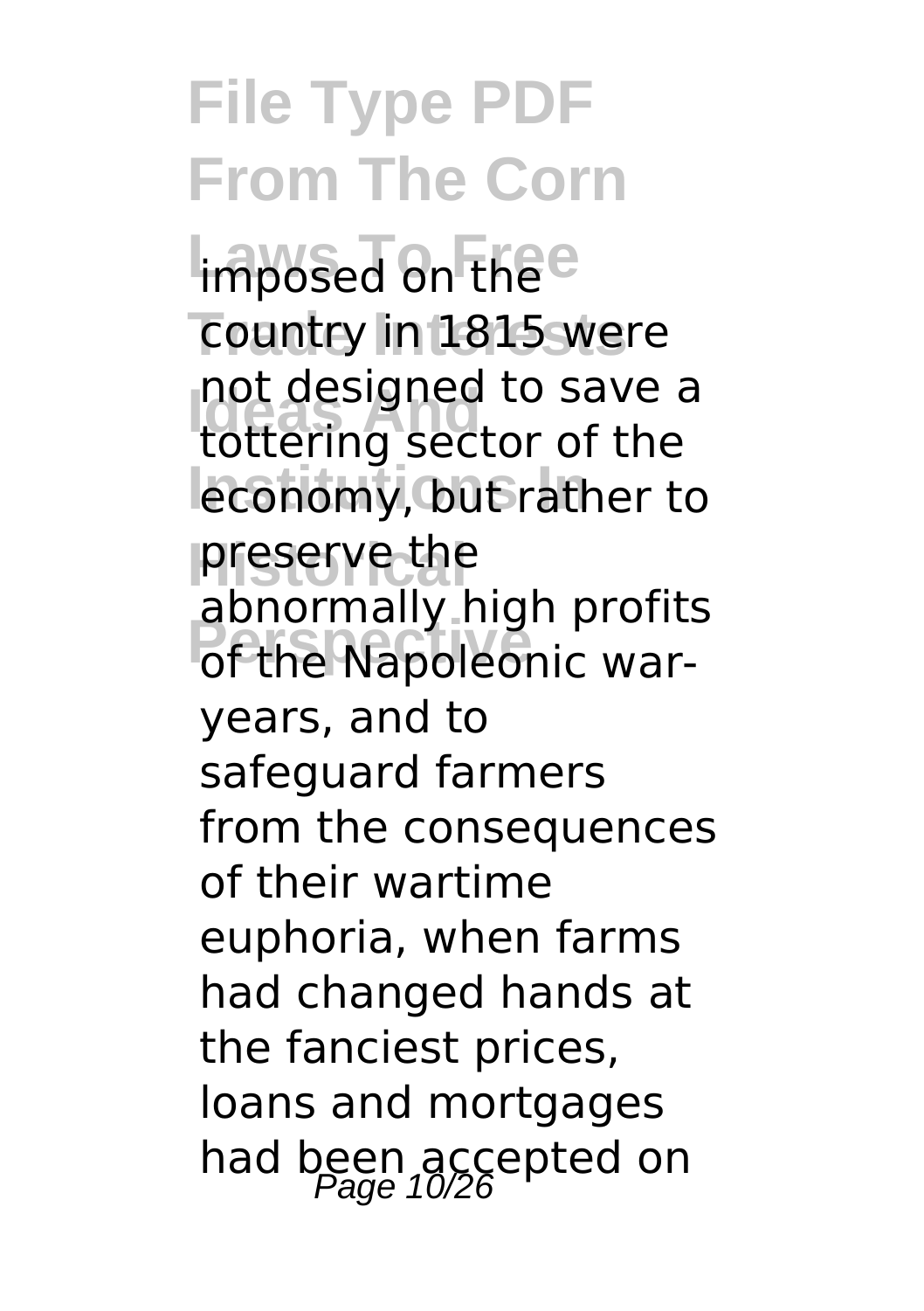imposed on the country in 1815 were not designed to save a tottering sector of the economy, but rather to preserve the abnormally high profits of the Napoleonic war-years, and to safeguard farmers from the consequences of their wartime euphoria, when farms had changed hands at the fanciest prices, loans and mortgages had been accepted on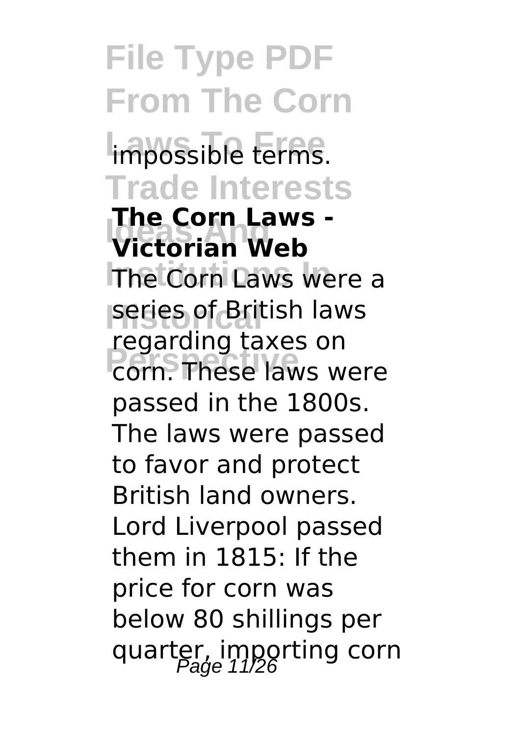impossible terms.

**The Corn Laws - Victorian Web**

The Corn Laws were a series of British laws regarding taxes on corn. These laws were passed in the 1800s. The laws were passed to favor and protect British land owners. Lord Liverpool passed them in 1815: If the price for corn was below 80 shillings per quarter, importing corn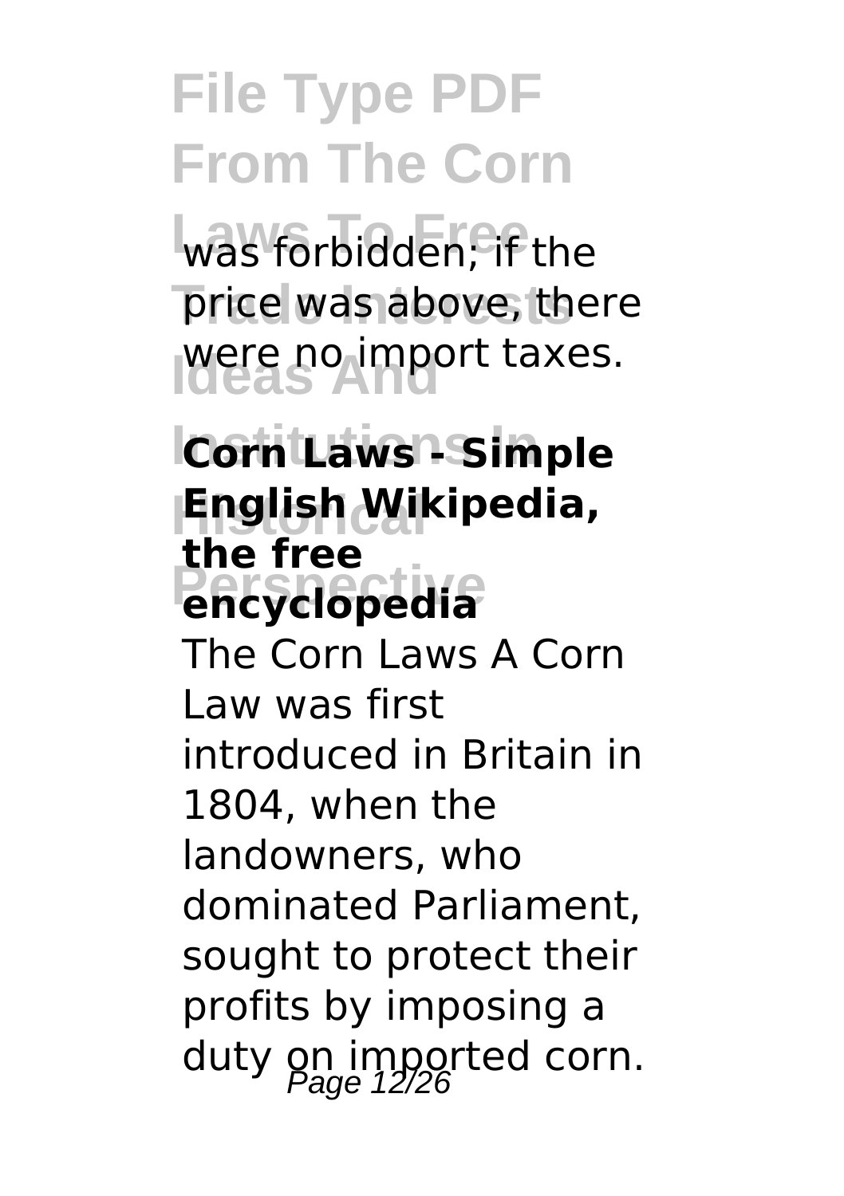was forbidden; if the price was above, there were no import taxes.

**Corn Laws - Simple English Wikipedia, the free encyclopedia**

The Corn Laws A Corn Law was first introduced in Britain in 1804, when the landowners, who dominated Parliament, sought to protect their profits by imposing a duty on imported corn.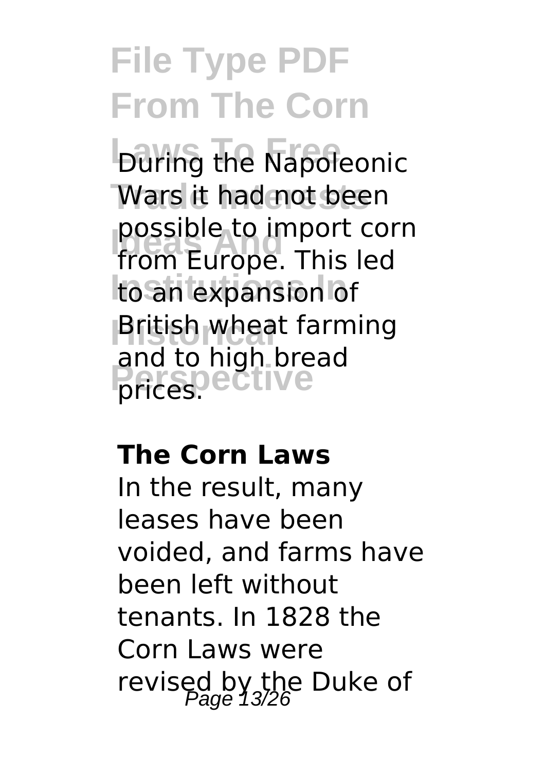During the Napoleonic Wars it had not been possible to import corn from Europe. This led to an expansion of British wheat farming and to high bread prices.

### The Corn Laws

In the result, many leases have been voided, and farms have been left without tenants. In 1828 the Corn Laws were revised by the Duke of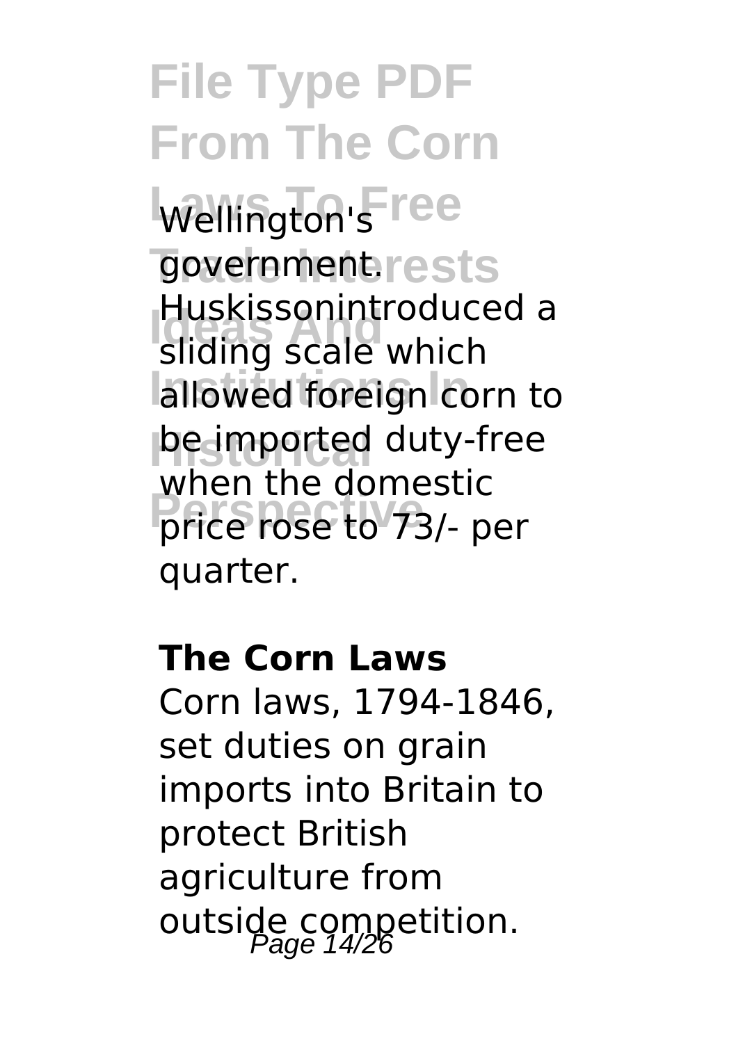Wellington's government. Huskissonintroduced a sliding scale which allowed foreign corn to be imported duty-free when the domestic price rose to 73/- per quarter.

**The Corn Laws**

Corn laws, 1794-1846, set duties on grain imports into Britain to protect British agriculture from outside competition.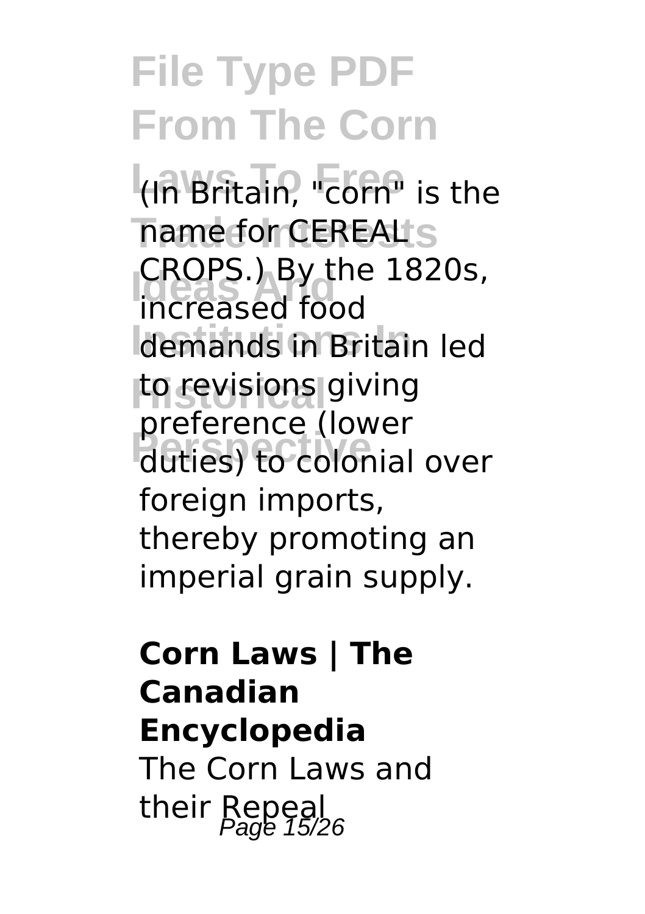(In Britain, "corn" is the name for CEREAL CROPS.) By the 1820s, increased food demands in Britain led to revisions giving preference (lower duties) to colonial over foreign imports, thereby promoting an imperial grain supply.

**Corn Laws | The Canadian Encyclopedia**

The Corn Laws and their Repeal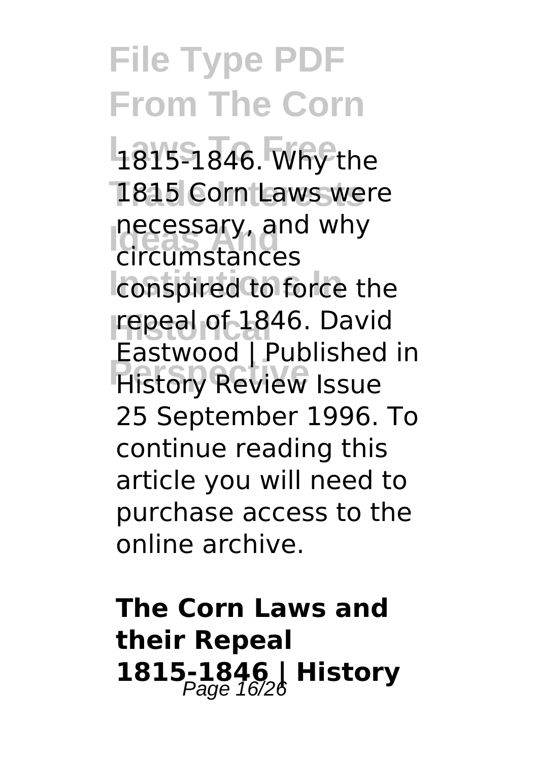1815-1846. Why the 1815 Corn Laws were necessary, and why circumstances conspired to force the repeal of 1846. David Eastwood | Published in History Review Issue 25 September 1996. To continue reading this article you will need to purchase access to the online archive.

## The Corn Laws and their Repeal 1815-1846 | History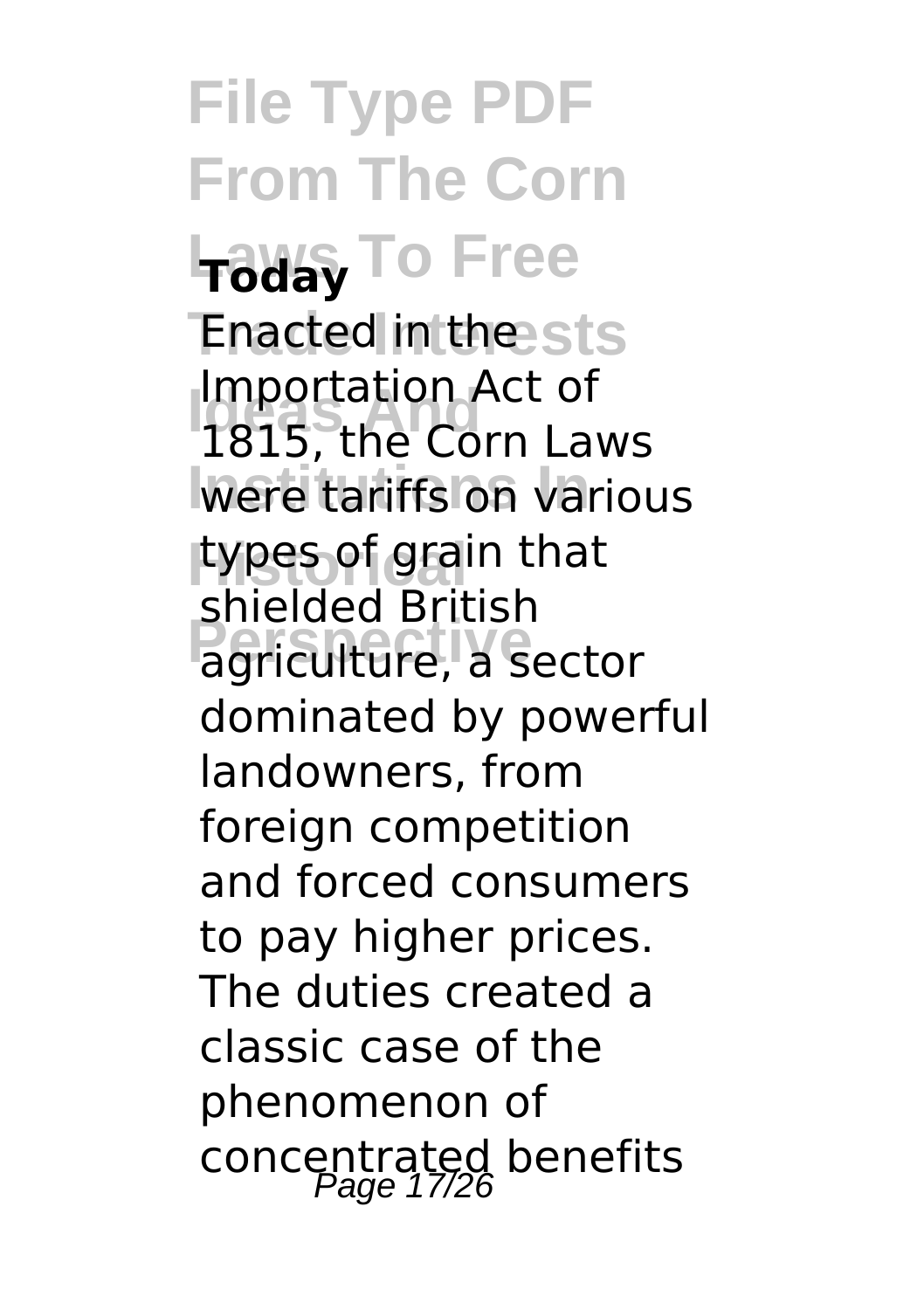# File Type PDF From The Corn Laws To Free Trade Interests Ideas And Institutions In Historical Perspective

**Today**

Enacted in the Importation Act of 1815, the Corn Laws were tariffs on various types of grain that shielded British agriculture, a sector dominated by powerful landowners, from foreign competition and forced consumers to pay higher prices. The duties created a classic case of the phenomenon of concentrated benefits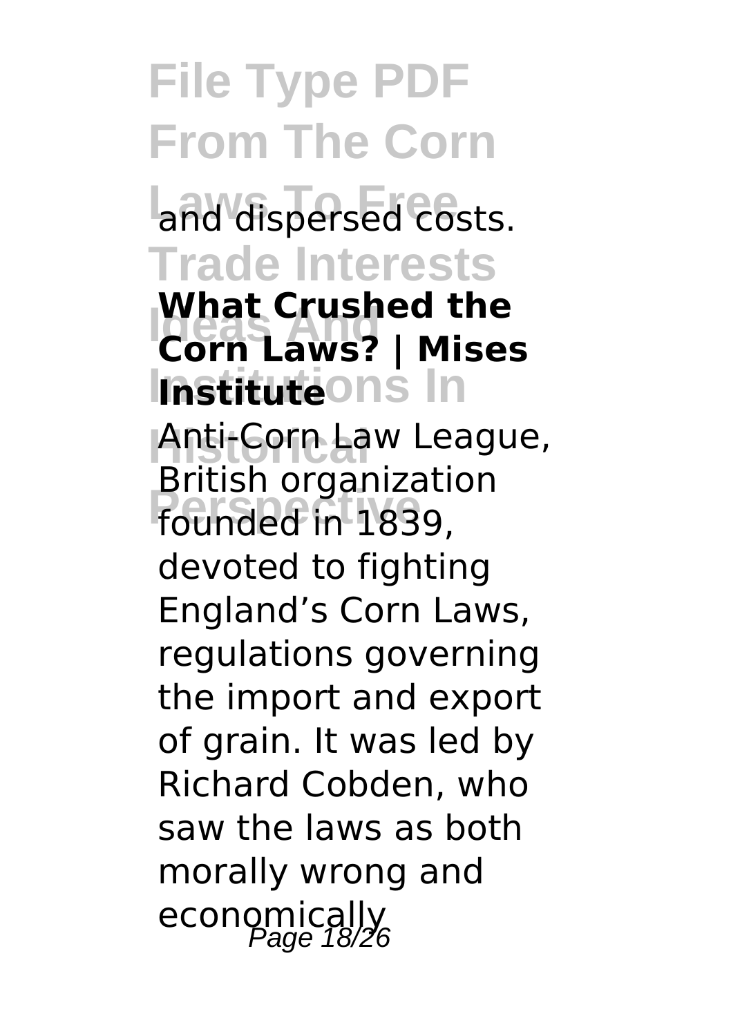and dispersed costs.

**What Crushed the Corn Laws? | Mises Institute**

Anti-Corn Law League, British organization founded in 1839, devoted to fighting England's Corn Laws, regulations governing the import and export of grain. It was led by Richard Cobden, who saw the laws as both morally wrong and economically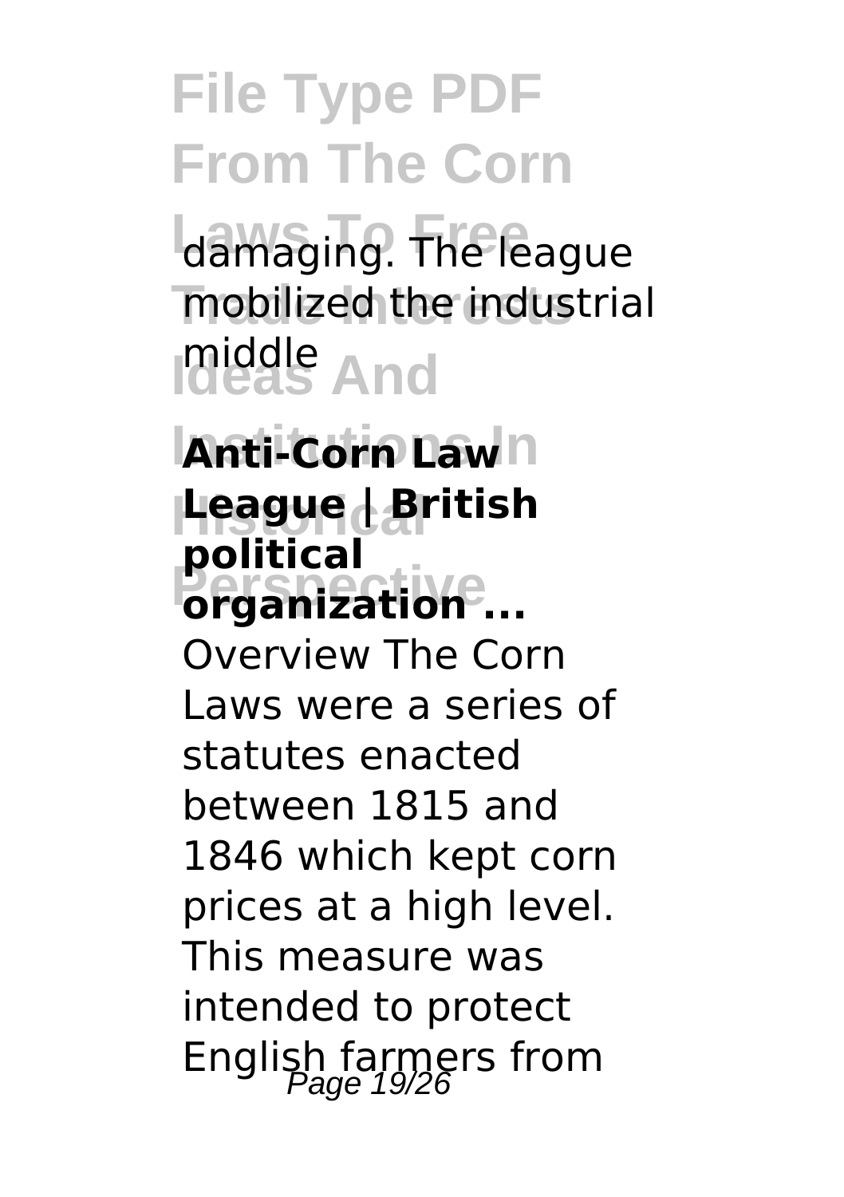damaging. The league mobilized the industrial middle

**Anti-Corn Law League | British political organization ...**

Overview The Corn Laws were a series of statutes enacted between 1815 and 1846 which kept corn prices at a high level. This measure was intended to protect English farmers from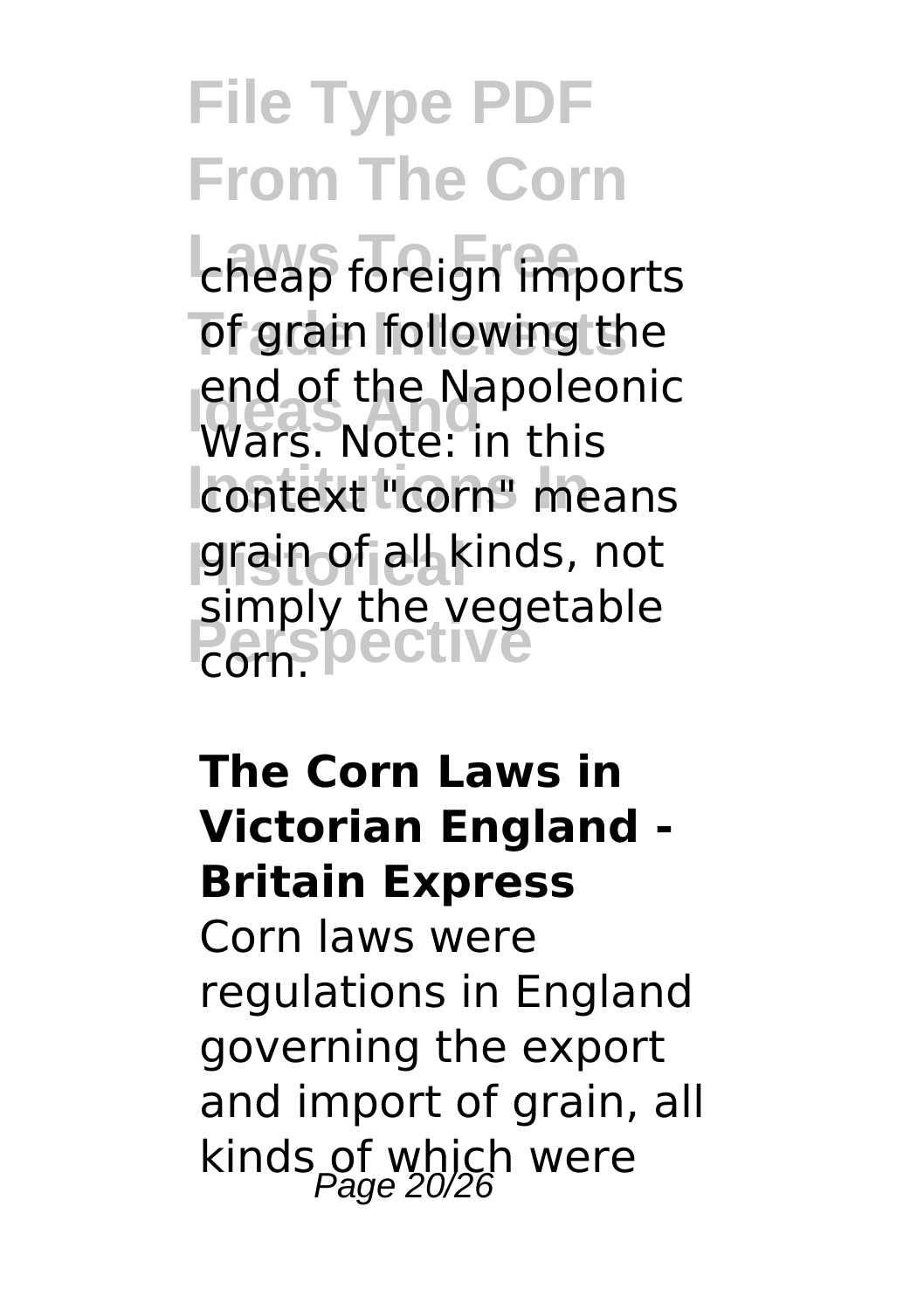cheap foreign imports of grain following the end of the Napoleonic Wars. Note: in this context "corn" means grain of all kinds, not simply the vegetable corn.

**The Corn Laws in Victorian England - Britain Express**

Corn laws were regulations in England governing the export and import of grain, all kinds of which were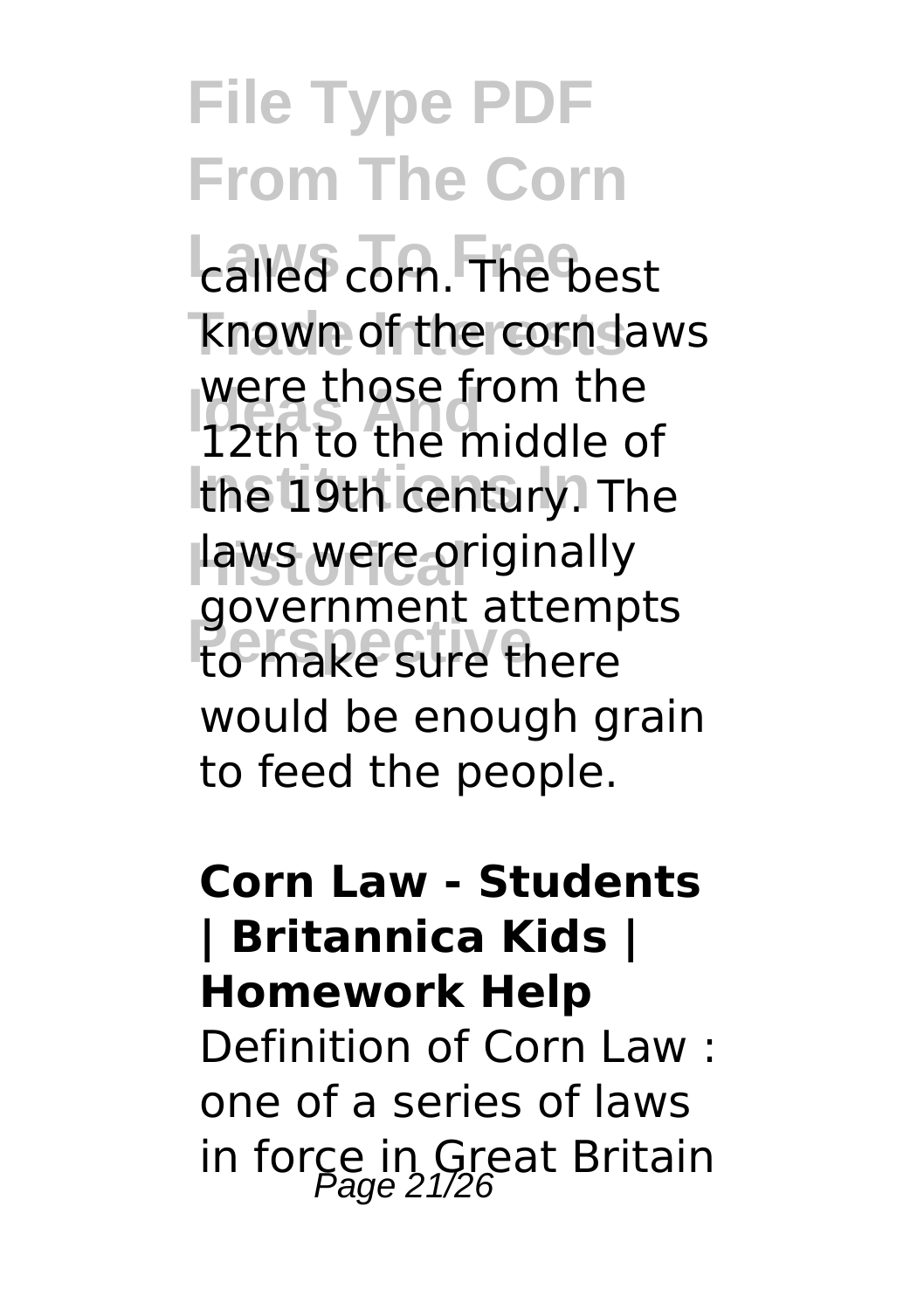called corn. The best known of the corn laws were those from the 12th to the middle of the 19th century. The laws were originally government attempts to make sure there would be enough grain to feed the people.

**Corn Law - Students | Britannica Kids | Homework Help**

Definition of Corn Law : one of a series of laws in force in Great Britain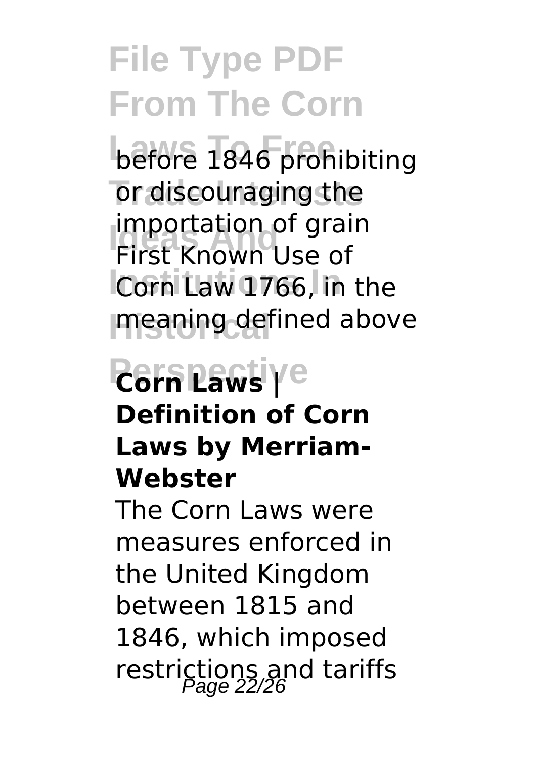before 1846 prohibiting or discouraging the importation of grain First Known Use of Corn Law 1766, in the meaning defined above

### Corn Laws | Definition of Corn Laws by Merriam-Webster

The Corn Laws were measures enforced in the United Kingdom between 1815 and 1846, which imposed restrictions and tariffs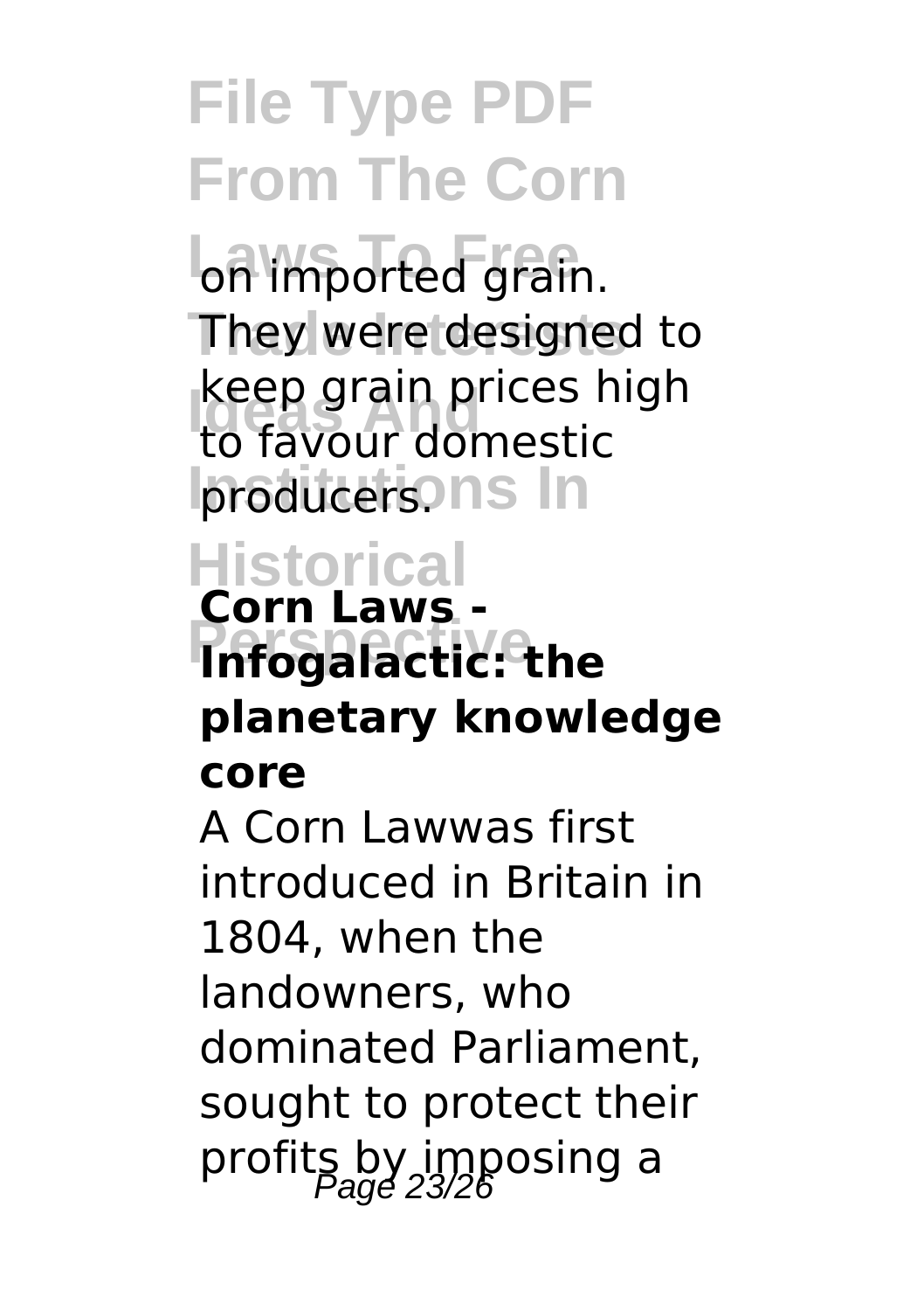on imported grain. They were designed to keep grain prices high to favour domestic producers.

**Corn Laws - Infogalactic: the planetary knowledge core**

A Corn Lawwas first introduced in Britain in 1804, when the landowners, who dominated Parliament, sought to protect their profits by imposing a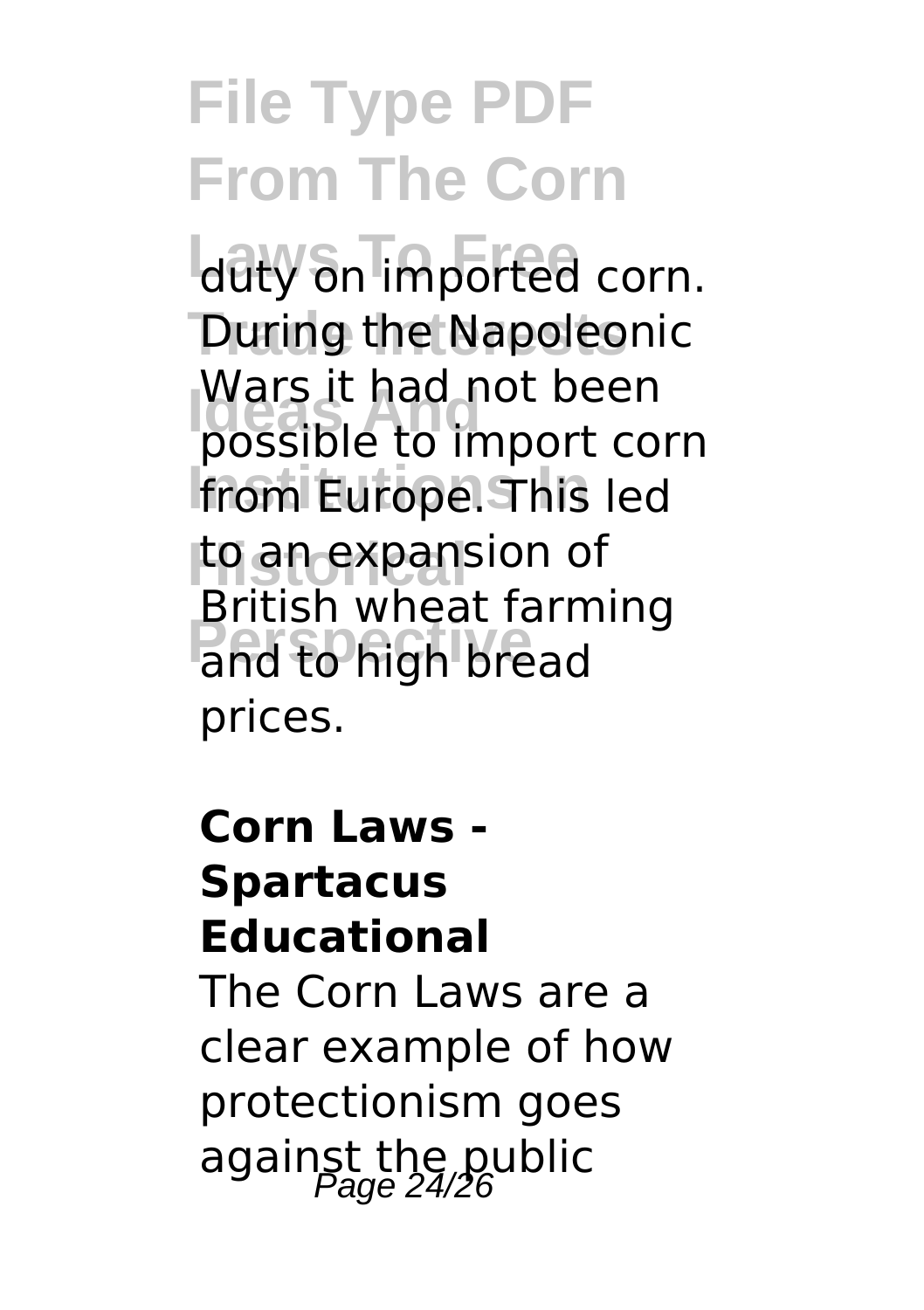duty on imported corn. During the Napoleonic Wars it had not been possible to import corn from Europe. This led to an expansion of British wheat farming and to high bread prices.

**Corn Laws - Spartacus Educational**

The Corn Laws are a clear example of how protectionism goes against the public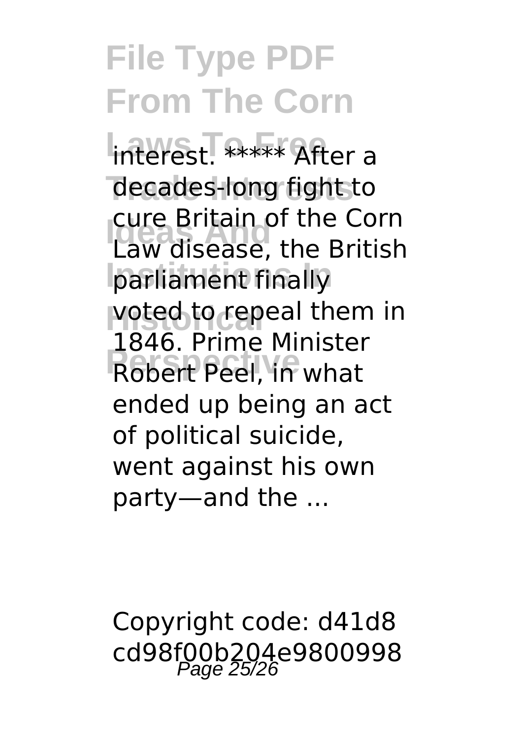interest. ***** After a decades-long fight to cure Britain of the Corn Law disease, the British parliament finally voted to repeal them in 1846. Prime Minister Robert Peel, in what ended up being an act of political suicide, went against his own party—and the ...

Copyright code: d41d8cd98f00b204e9800998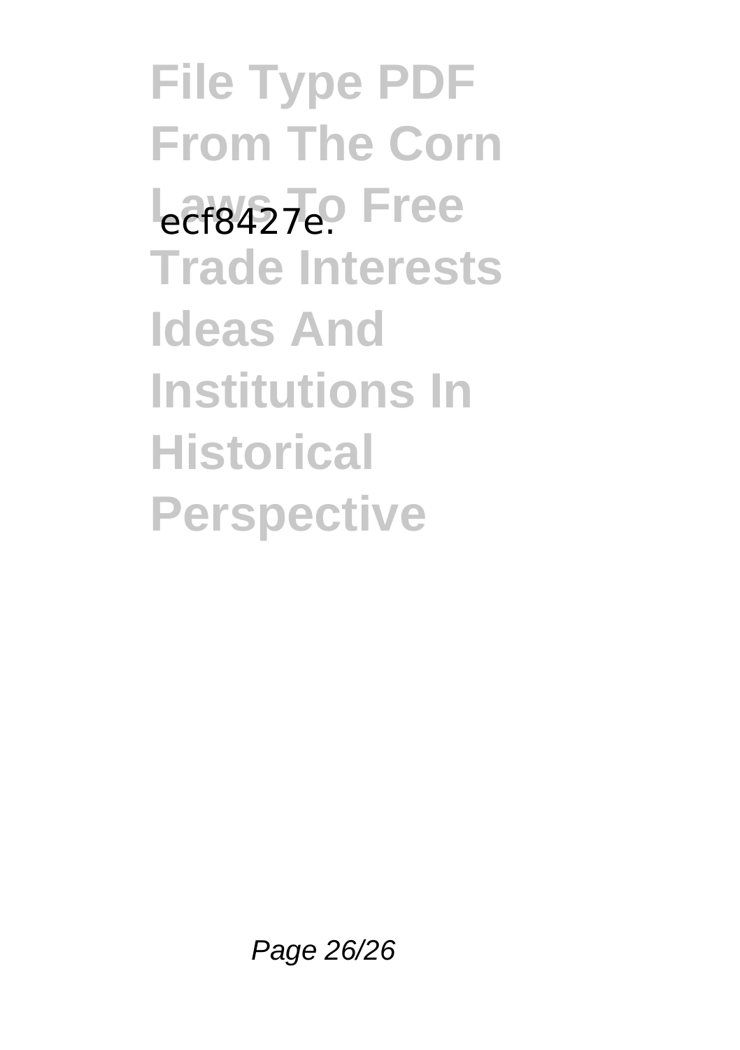ecf8427e.